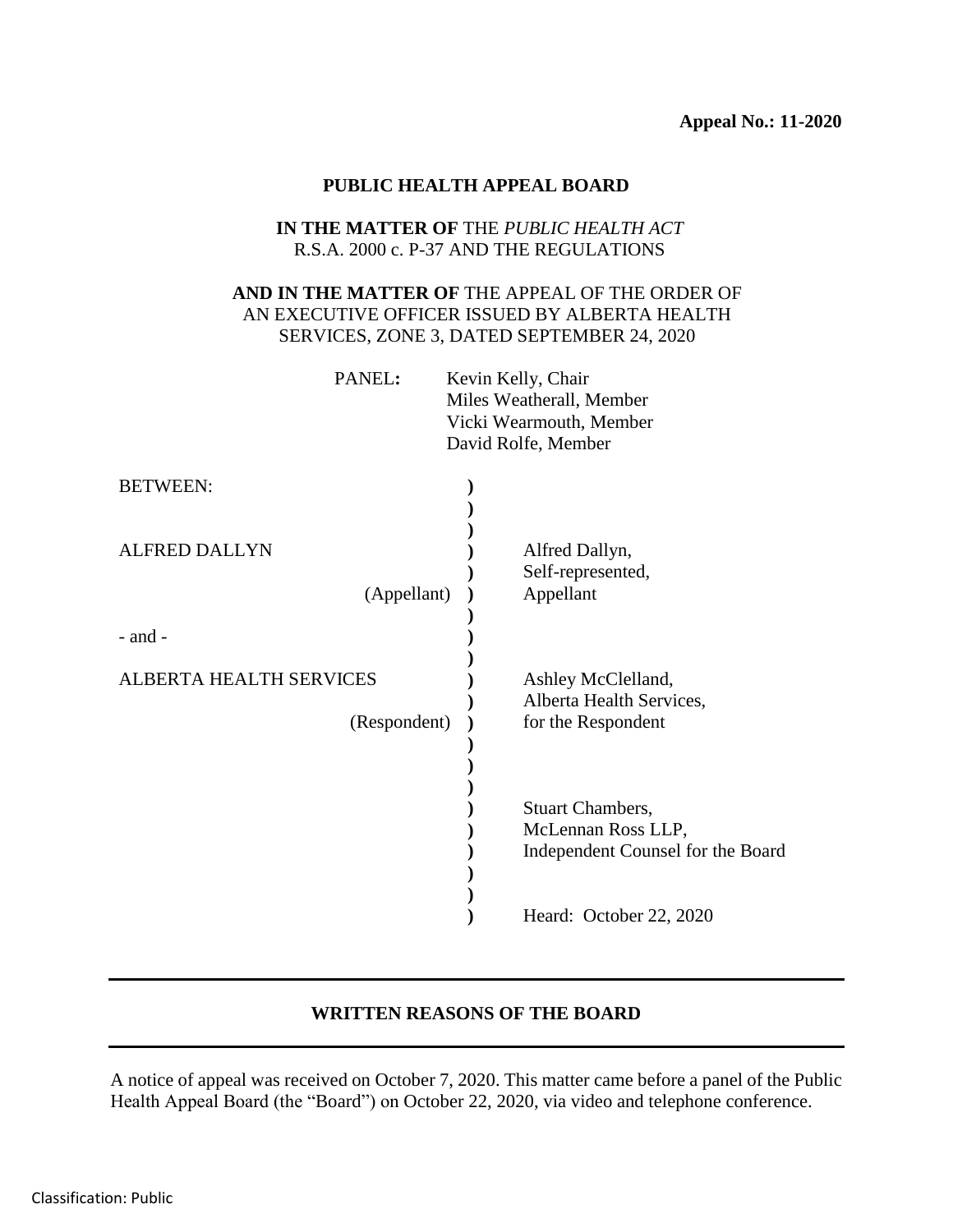**Appeal No.: 11-2020**

**PUBLIC HEALTH APPEAL BOARD**

**IN THE MATTER OF** THE *PUBLIC HEALTH ACT*
R.S.A. 2000 c. P-37 AND THE REGULATIONS

**AND IN THE MATTER OF** THE APPEAL OF THE ORDER OF AN EXECUTIVE OFFICER ISSUED BY ALBERTA HEALTH SERVICES, ZONE 3, DATED SEPTEMBER 24, 2020

PANEL**:** Kevin Kelly, Chair
Miles Weatherall, Member
Vicki Wearmouth, Member
David Rolfe, Member

| | | |
|---|---|---|
| BETWEEN: | ) | |
| ALFRED DALLYN | ) | Alfred Dallyn, |
| | ) | Self-represented, |
| (Appellant) | ) | Appellant |
| - and - | ) | |
| ALBERTA HEALTH SERVICES | ) | Ashley McClelland, |
| | ) | Alberta Health Services, |
| (Respondent) | ) | for the Respondent |
| | ) | Stuart Chambers, |
| | ) | McLennan Ross LLP, |
| | ) | Independent Counsel for the Board |
| | ) | Heard: October 22, 2020 |

**WRITTEN REASONS OF THE BOARD**

A notice of appeal was received on October 7, 2020. This matter came before a panel of the Public Health Appeal Board (the "Board") on October 22, 2020, via video and telephone conference.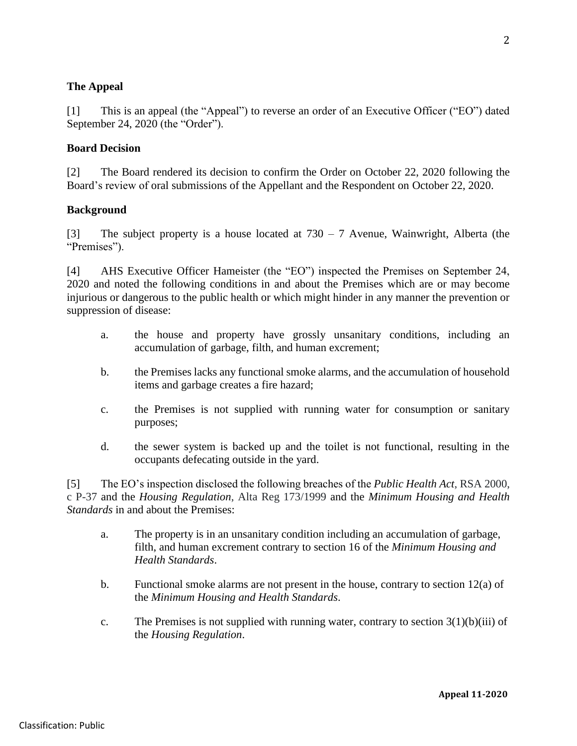## The Appeal

[1] This is an appeal (the "Appeal") to reverse an order of an Executive Officer ("EO") dated September 24, 2020 (the "Order").

## Board Decision

[2] The Board rendered its decision to confirm the Order on October 22, 2020 following the Board's review of oral submissions of the Appellant and the Respondent on October 22, 2020.

## Background

[3] The subject property is a house located at 730 – 7 Avenue, Wainwright, Alberta (the "Premises").

[4] AHS Executive Officer Hameister (the "EO") inspected the Premises on September 24, 2020 and noted the following conditions in and about the Premises which are or may become injurious or dangerous to the public health or which might hinder in any manner the prevention or suppression of disease:

a. the house and property have grossly unsanitary conditions, including an accumulation of garbage, filth, and human excrement;

b. the Premises lacks any functional smoke alarms, and the accumulation of household items and garbage creates a fire hazard;

c. the Premises is not supplied with running water for consumption or sanitary purposes;

d. the sewer system is backed up and the toilet is not functional, resulting in the occupants defecating outside in the yard.

[5] The EO's inspection disclosed the following breaches of the *Public Health Act*, RSA 2000, c P-37 and the *Housing Regulation*, Alta Reg 173/1999 and the *Minimum Housing and Health Standards* in and about the Premises:

a. The property is in an unsanitary condition including an accumulation of garbage, filth, and human excrement contrary to section 16 of the *Minimum Housing and Health Standards*.

b. Functional smoke alarms are not present in the house, contrary to section 12(a) of the *Minimum Housing and Health Standards*.

c. The Premises is not supplied with running water, contrary to section 3(1)(b)(iii) of the *Housing Regulation*.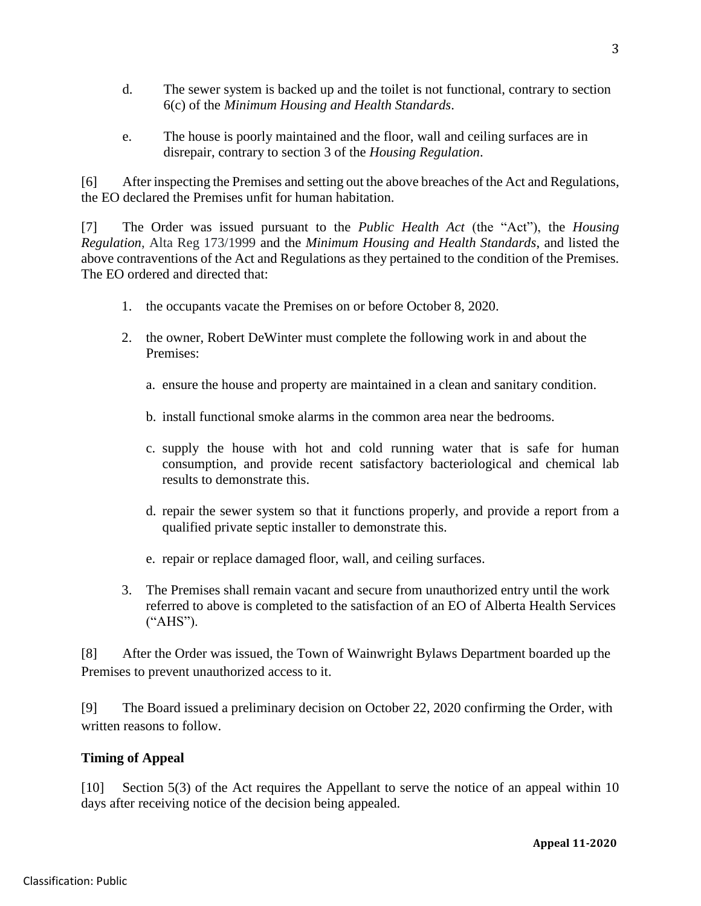d. The sewer system is backed up and the toilet is not functional, contrary to section 6(c) of the *Minimum Housing and Health Standards*.

e. The house is poorly maintained and the floor, wall and ceiling surfaces are in disrepair, contrary to section 3 of the *Housing Regulation*.

[6] After inspecting the Premises and setting out the above breaches of the Act and Regulations, the EO declared the Premises unfit for human habitation.

[7] The Order was issued pursuant to the *Public Health Act* (the "Act"), the *Housing Regulation*, Alta Reg 173/1999 and the *Minimum Housing and Health Standards*, and listed the above contraventions of the Act and Regulations as they pertained to the condition of the Premises. The EO ordered and directed that:

1. the occupants vacate the Premises on or before October 8, 2020.

2. the owner, Robert DeWinter must complete the following work in and about the Premises:

    a. ensure the house and property are maintained in a clean and sanitary condition.

    b. install functional smoke alarms in the common area near the bedrooms.

    c. supply the house with hot and cold running water that is safe for human consumption, and provide recent satisfactory bacteriological and chemical lab results to demonstrate this.

    d. repair the sewer system so that it functions properly, and provide a report from a qualified private septic installer to demonstrate this.

    e. repair or replace damaged floor, wall, and ceiling surfaces.

3. The Premises shall remain vacant and secure from unauthorized entry until the work referred to above is completed to the satisfaction of an EO of Alberta Health Services ("AHS").

[8] After the Order was issued, the Town of Wainwright Bylaws Department boarded up the Premises to prevent unauthorized access to it.

[9] The Board issued a preliminary decision on October 22, 2020 confirming the Order, with written reasons to follow.

**Timing of Appeal**

[10] Section 5(3) of the Act requires the Appellant to serve the notice of an appeal within 10 days after receiving notice of the decision being appealed.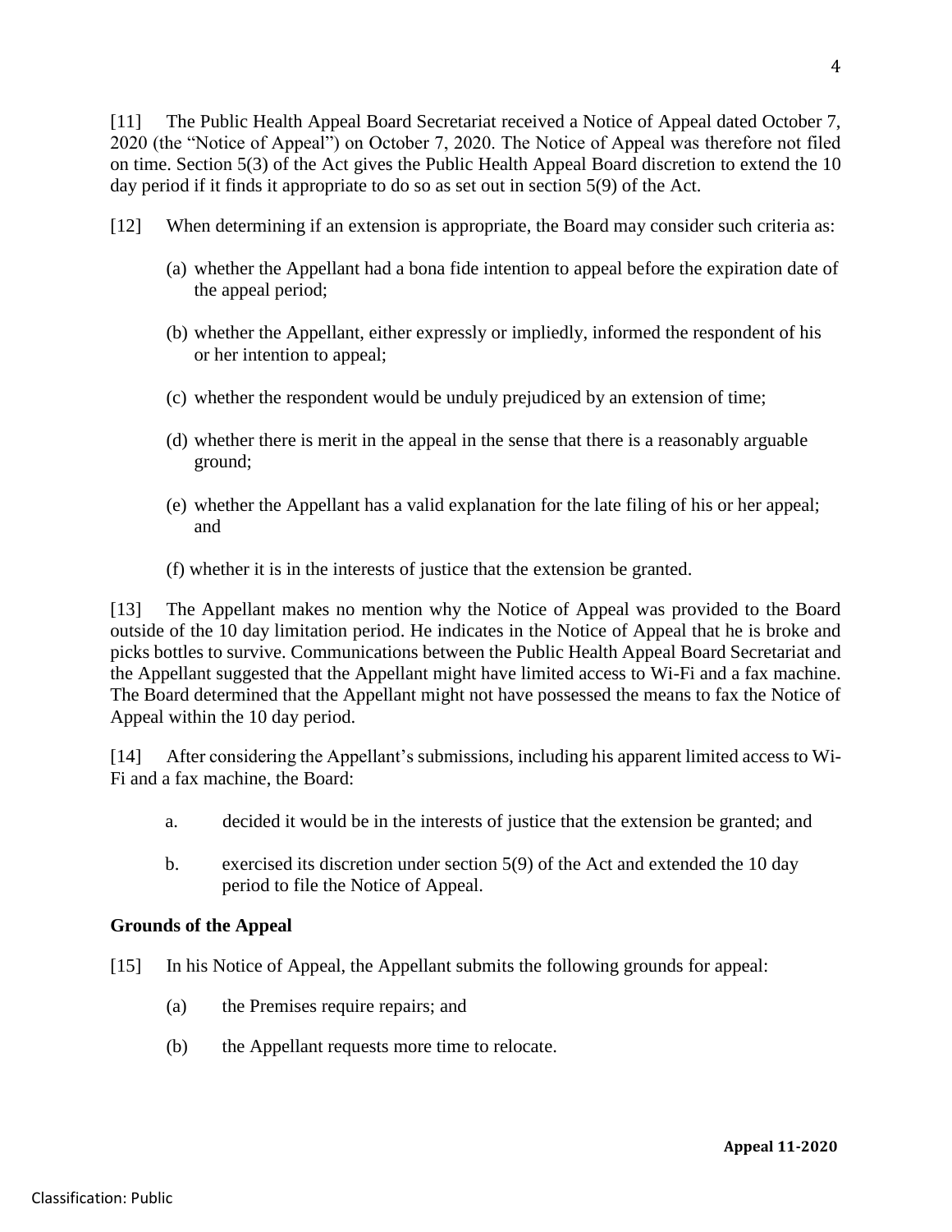[11] The Public Health Appeal Board Secretariat received a Notice of Appeal dated October 7, 2020 (the "Notice of Appeal") on October 7, 2020. The Notice of Appeal was therefore not filed on time. Section 5(3) of the Act gives the Public Health Appeal Board discretion to extend the 10 day period if it finds it appropriate to do so as set out in section 5(9) of the Act.

[12] When determining if an extension is appropriate, the Board may consider such criteria as:

(a) whether the Appellant had a bona fide intention to appeal before the expiration date of the appeal period;

(b) whether the Appellant, either expressly or impliedly, informed the respondent of his or her intention to appeal;

(c) whether the respondent would be unduly prejudiced by an extension of time;

(d) whether there is merit in the appeal in the sense that there is a reasonably arguable ground;

(e) whether the Appellant has a valid explanation for the late filing of his or her appeal; and

(f) whether it is in the interests of justice that the extension be granted.

[13] The Appellant makes no mention why the Notice of Appeal was provided to the Board outside of the 10 day limitation period. He indicates in the Notice of Appeal that he is broke and picks bottles to survive. Communications between the Public Health Appeal Board Secretariat and the Appellant suggested that the Appellant might have limited access to Wi-Fi and a fax machine. The Board determined that the Appellant might not have possessed the means to fax the Notice of Appeal within the 10 day period.

[14] After considering the Appellant's submissions, including his apparent limited access to Wi-Fi and a fax machine, the Board:

a. decided it would be in the interests of justice that the extension be granted; and

b. exercised its discretion under section 5(9) of the Act and extended the 10 day period to file the Notice of Appeal.

**Grounds of the Appeal**

[15] In his Notice of Appeal, the Appellant submits the following grounds for appeal:

(a) the Premises require repairs; and

(b) the Appellant requests more time to relocate.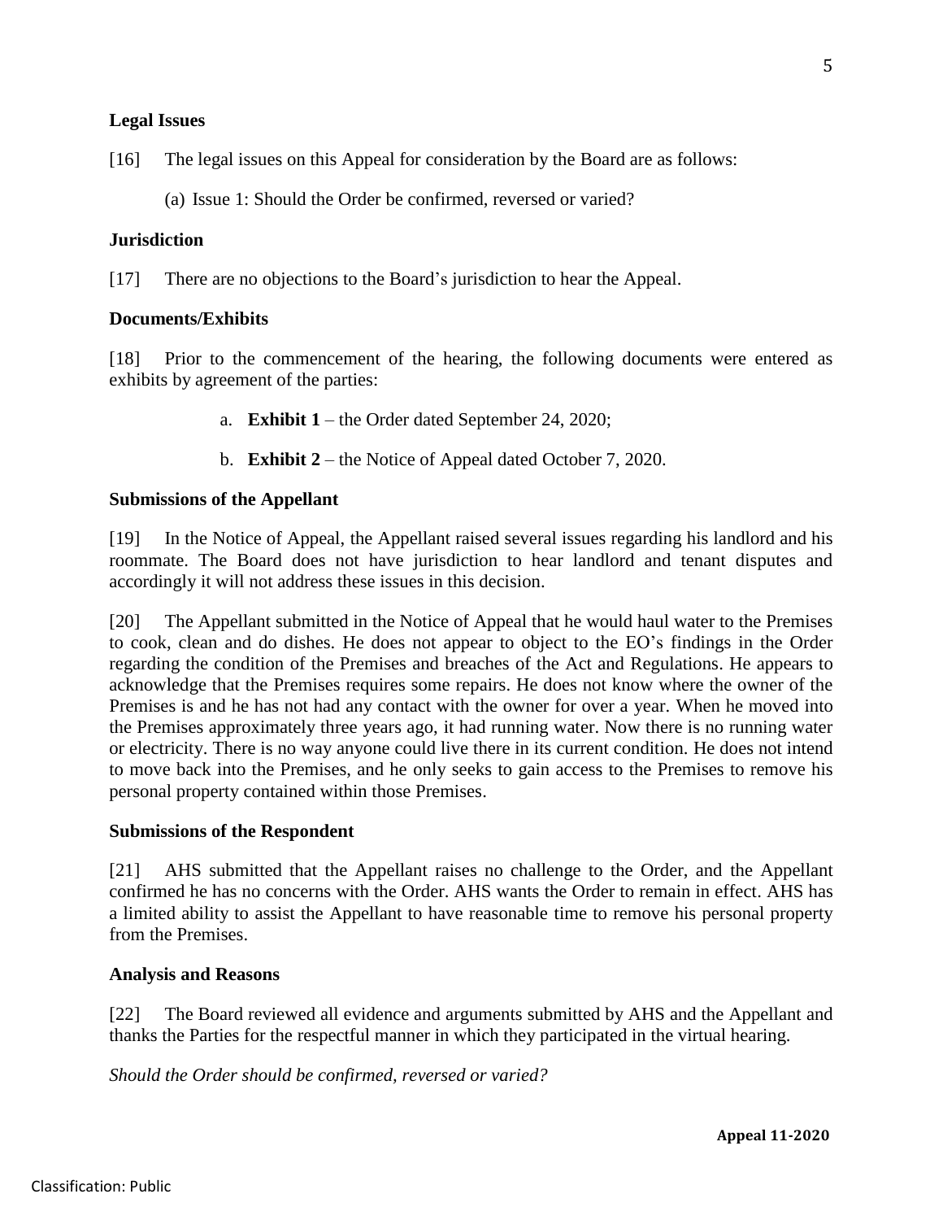**Legal Issues**

[16] The legal issues on this Appeal for consideration by the Board are as follows:

(a) Issue 1: Should the Order be confirmed, reversed or varied?

**Jurisdiction**

[17] There are no objections to the Board's jurisdiction to hear the Appeal.

**Documents/Exhibits**

[18] Prior to the commencement of the hearing, the following documents were entered as exhibits by agreement of the parties:

a. **Exhibit 1** – the Order dated September 24, 2020;

b. **Exhibit 2** – the Notice of Appeal dated October 7, 2020.

**Submissions of the Appellant**

[19] In the Notice of Appeal, the Appellant raised several issues regarding his landlord and his roommate. The Board does not have jurisdiction to hear landlord and tenant disputes and accordingly it will not address these issues in this decision.

[20] The Appellant submitted in the Notice of Appeal that he would haul water to the Premises to cook, clean and do dishes. He does not appear to object to the EO's findings in the Order regarding the condition of the Premises and breaches of the Act and Regulations. He appears to acknowledge that the Premises requires some repairs. He does not know where the owner of the Premises is and he has not had any contact with the owner for over a year. When he moved into the Premises approximately three years ago, it had running water. Now there is no running water or electricity. There is no way anyone could live there in its current condition. He does not intend to move back into the Premises, and he only seeks to gain access to the Premises to remove his personal property contained within those Premises.

**Submissions of the Respondent**

[21] AHS submitted that the Appellant raises no challenge to the Order, and the Appellant confirmed he has no concerns with the Order. AHS wants the Order to remain in effect. AHS has a limited ability to assist the Appellant to have reasonable time to remove his personal property from the Premises.

**Analysis and Reasons**

[22] The Board reviewed all evidence and arguments submitted by AHS and the Appellant and thanks the Parties for the respectful manner in which they participated in the virtual hearing.

*Should the Order should be confirmed, reversed or varied?*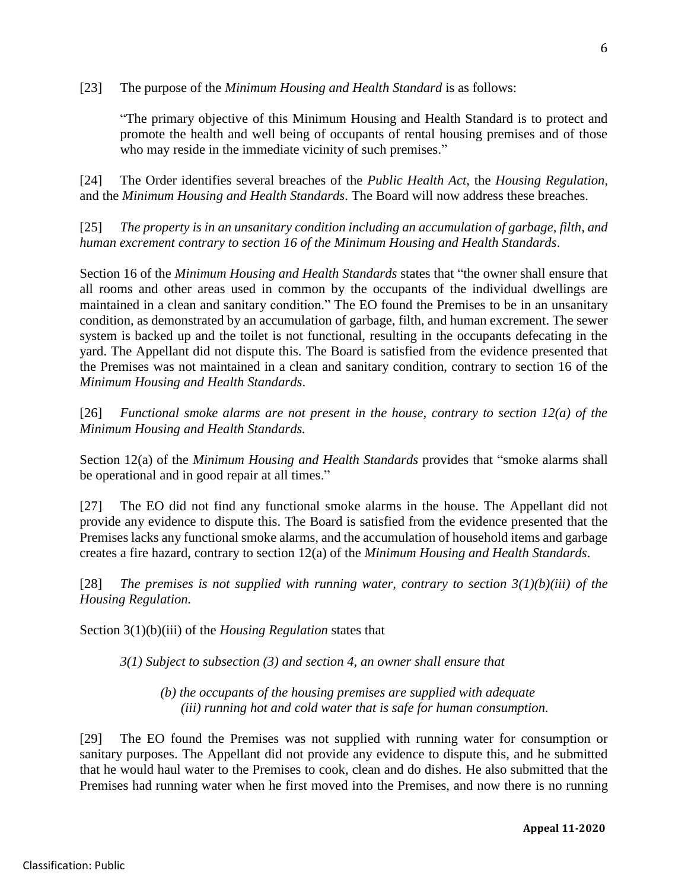[23] The purpose of the *Minimum Housing and Health Standard* is as follows:

> "The primary objective of this Minimum Housing and Health Standard is to protect and promote the health and well being of occupants of rental housing premises and of those who may reside in the immediate vicinity of such premises."

[24] The Order identifies several breaches of the *Public Health Act*, the *Housing Regulation*, and the *Minimum Housing and Health Standards*. The Board will now address these breaches.

[25] *The property is in an unsanitary condition including an accumulation of garbage, filth, and human excrement contrary to section 16 of the Minimum Housing and Health Standards.*

Section 16 of the *Minimum Housing and Health Standards* states that "the owner shall ensure that all rooms and other areas used in common by the occupants of the individual dwellings are maintained in a clean and sanitary condition." The EO found the Premises to be in an unsanitary condition, as demonstrated by an accumulation of garbage, filth, and human excrement. The sewer system is backed up and the toilet is not functional, resulting in the occupants defecating in the yard. The Appellant did not dispute this. The Board is satisfied from the evidence presented that the Premises was not maintained in a clean and sanitary condition, contrary to section 16 of the *Minimum Housing and Health Standards*.

[26] *Functional smoke alarms are not present in the house, contrary to section 12(a) of the Minimum Housing and Health Standards.*

Section 12(a) of the *Minimum Housing and Health Standards* provides that "smoke alarms shall be operational and in good repair at all times."

[27] The EO did not find any functional smoke alarms in the house. The Appellant did not provide any evidence to dispute this. The Board is satisfied from the evidence presented that the Premises lacks any functional smoke alarms, and the accumulation of household items and garbage creates a fire hazard, contrary to section 12(a) of the *Minimum Housing and Health Standards*.

[28] *The premises is not supplied with running water, contrary to section 3(1)(b)(iii) of the Housing Regulation.*

Section 3(1)(b)(iii) of the *Housing Regulation* states that

> *3(1) Subject to subsection (3) and section 4, an owner shall ensure that*
>
> > *(b) the occupants of the housing premises are supplied with adequate*
> > *(iii) running hot and cold water that is safe for human consumption.*

[29] The EO found the Premises was not supplied with running water for consumption or sanitary purposes. The Appellant did not provide any evidence to dispute this, and he submitted that he would haul water to the Premises to cook, clean and do dishes. He also submitted that the Premises had running water when he first moved into the Premises, and now there is no running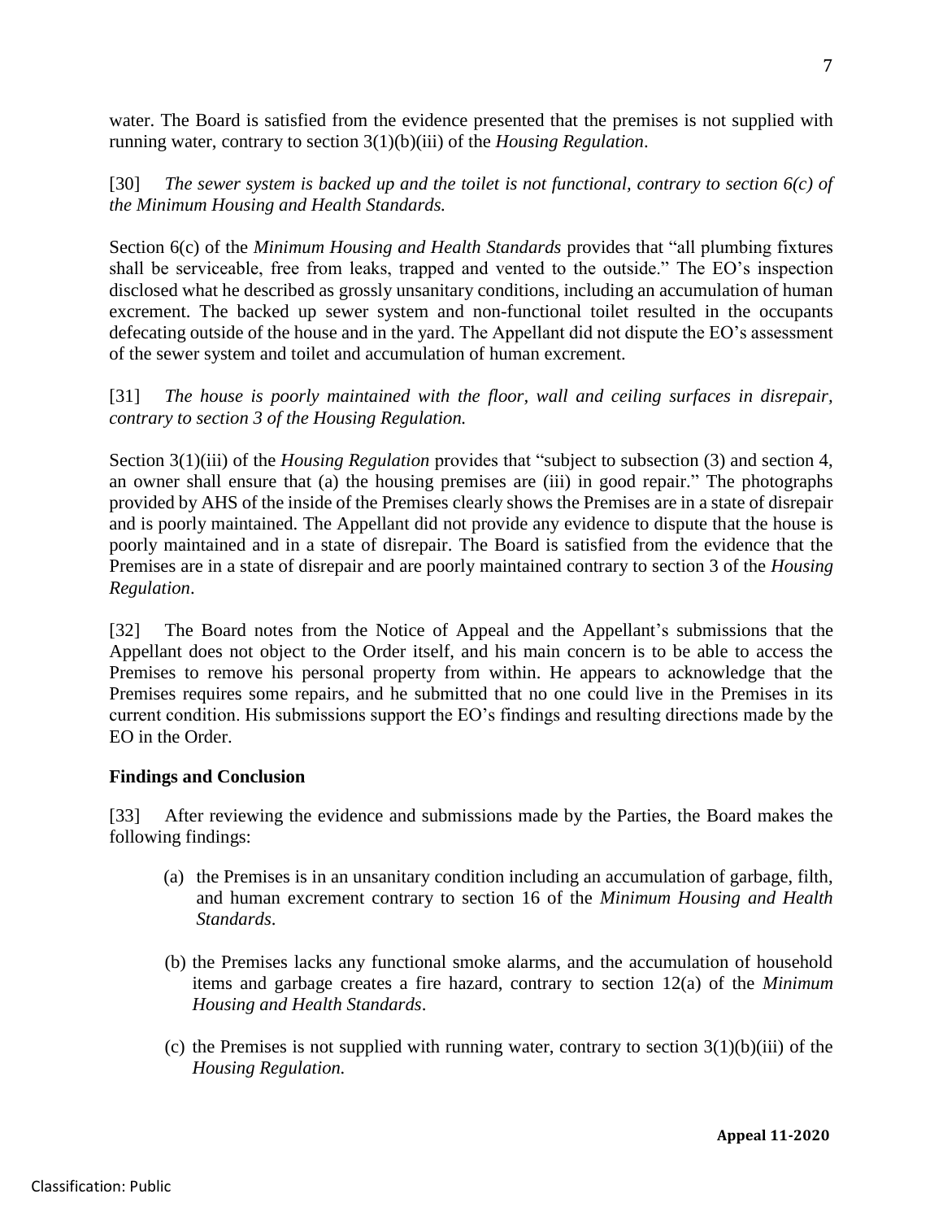water. The Board is satisfied from the evidence presented that the premises is not supplied with running water, contrary to section 3(1)(b)(iii) of the *Housing Regulation*.

[30] *The sewer system is backed up and the toilet is not functional, contrary to section 6(c) of the Minimum Housing and Health Standards.*

Section 6(c) of the *Minimum Housing and Health Standards* provides that "all plumbing fixtures shall be serviceable, free from leaks, trapped and vented to the outside." The EO's inspection disclosed what he described as grossly unsanitary conditions, including an accumulation of human excrement. The backed up sewer system and non-functional toilet resulted in the occupants defecating outside of the house and in the yard. The Appellant did not dispute the EO's assessment of the sewer system and toilet and accumulation of human excrement.

[31] *The house is poorly maintained with the floor, wall and ceiling surfaces in disrepair, contrary to section 3 of the Housing Regulation.*

Section 3(1)(iii) of the *Housing Regulation* provides that "subject to subsection (3) and section 4, an owner shall ensure that (a) the housing premises are (iii) in good repair." The photographs provided by AHS of the inside of the Premises clearly shows the Premises are in a state of disrepair and is poorly maintained. The Appellant did not provide any evidence to dispute that the house is poorly maintained and in a state of disrepair. The Board is satisfied from the evidence that the Premises are in a state of disrepair and are poorly maintained contrary to section 3 of the *Housing Regulation*.

[32] The Board notes from the Notice of Appeal and the Appellant's submissions that the Appellant does not object to the Order itself, and his main concern is to be able to access the Premises to remove his personal property from within. He appears to acknowledge that the Premises requires some repairs, and he submitted that no one could live in the Premises in its current condition. His submissions support the EO's findings and resulting directions made by the EO in the Order.

**Findings and Conclusion**

[33] After reviewing the evidence and submissions made by the Parties, the Board makes the following findings:

(a) the Premises is in an unsanitary condition including an accumulation of garbage, filth, and human excrement contrary to section 16 of the *Minimum Housing and Health Standards*.

(b) the Premises lacks any functional smoke alarms, and the accumulation of household items and garbage creates a fire hazard, contrary to section 12(a) of the *Minimum Housing and Health Standards*.

(c) the Premises is not supplied with running water, contrary to section 3(1)(b)(iii) of the *Housing Regulation.*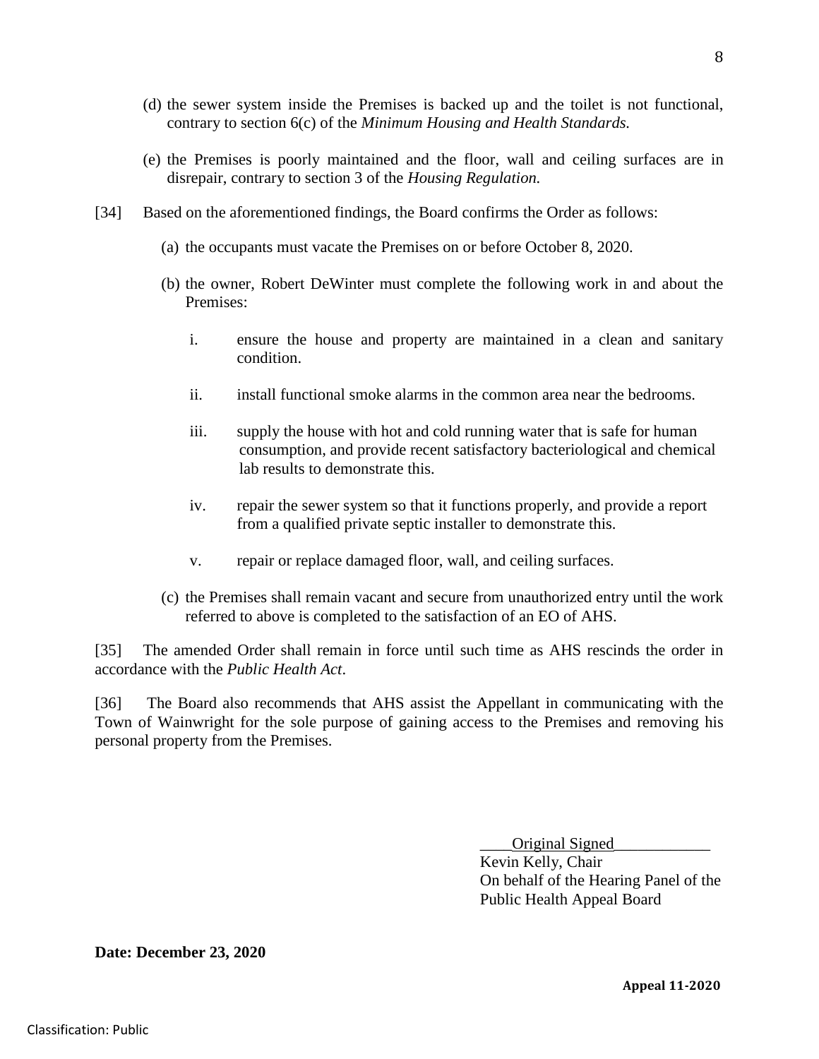(d) the sewer system inside the Premises is backed up and the toilet is not functional, contrary to section 6(c) of the *Minimum Housing and Health Standards.*

(e) the Premises is poorly maintained and the floor, wall and ceiling surfaces are in disrepair, contrary to section 3 of the *Housing Regulation.*

[34] Based on the aforementioned findings, the Board confirms the Order as follows:

(a) the occupants must vacate the Premises on or before October 8, 2020.

(b) the owner, Robert DeWinter must complete the following work in and about the Premises:

i. ensure the house and property are maintained in a clean and sanitary condition.

ii. install functional smoke alarms in the common area near the bedrooms.

iii. supply the house with hot and cold running water that is safe for human consumption, and provide recent satisfactory bacteriological and chemical lab results to demonstrate this.

iv. repair the sewer system so that it functions properly, and provide a report from a qualified private septic installer to demonstrate this.

v. repair or replace damaged floor, wall, and ceiling surfaces.

(c) the Premises shall remain vacant and secure from unauthorized entry until the work referred to above is completed to the satisfaction of an EO of AHS.

[35] The amended Order shall remain in force until such time as AHS rescinds the order in accordance with the *Public Health Act*.

[36] The Board also recommends that AHS assist the Appellant in communicating with the Town of Wainwright for the sole purpose of gaining access to the Premises and removing his personal property from the Premises.

____Original Signed____________
Kevin Kelly, Chair
On behalf of the Hearing Panel of the Public Health Appeal Board

**Date: December 23, 2020**

**Appeal 11-2020**

Classification: Public